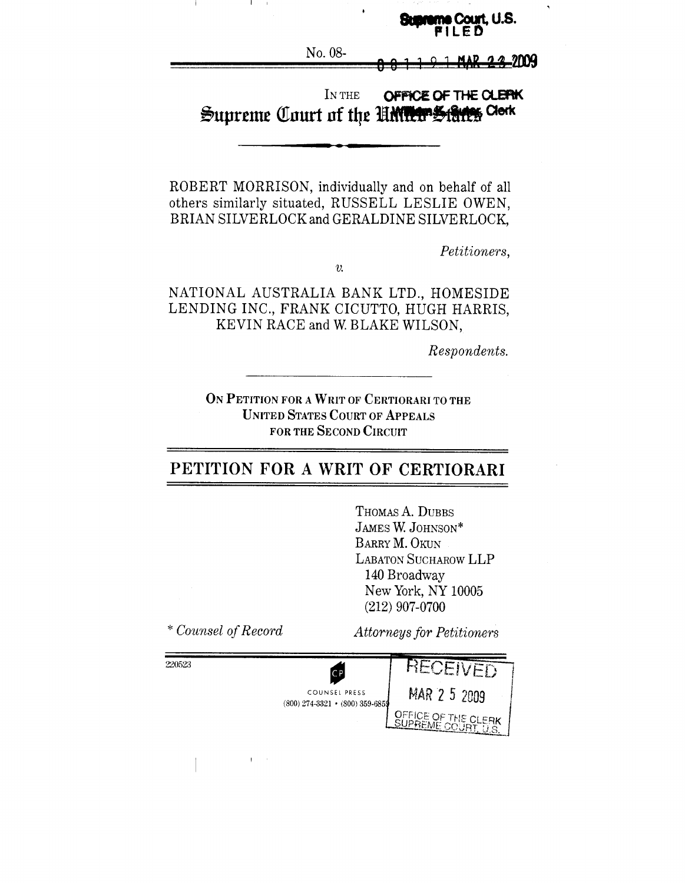Supreme Court, U.S.
FILED

No. 08-1191 MAR 23 2009

OFFICE OF THE CLERK

IN THE

# Supreme Court of the United States

---

ROBERT MORRISON, individually and on behalf of all others similarly situated, RUSSELL LESLIE OWEN, BRIAN SILVERLOCK and GERALDINE SILVERLOCK,

*Petitioners,*

*v.*

NATIONAL AUSTRALIA BANK LTD., HOMESIDE LENDING INC., FRANK CICUTTO, HUGH HARRIS, KEVIN RACE and W. BLAKE WILSON,

*Respondents.*

---

ON PETITION FOR A WRIT OF CERTIORARI TO THE UNITED STATES COURT OF APPEALS FOR THE SECOND CIRCUIT

## PETITION FOR A WRIT OF CERTIORARI

THOMAS A. DUBBS
JAMES W. JOHNSON*
BARRY M. OKUN
LABATON SUCHAROW LLP
140 Broadway
New York, NY 10005
(212) 907-0700

*\* Counsel of Record*

*Attorneys for Petitioners*

220523

COUNSEL PRESS
(800) 274-3321 • (800) 359-6859

RECEIVED
MAR 25 2009
OFFICE OF THE CLERK
SUPREME COURT, U.S.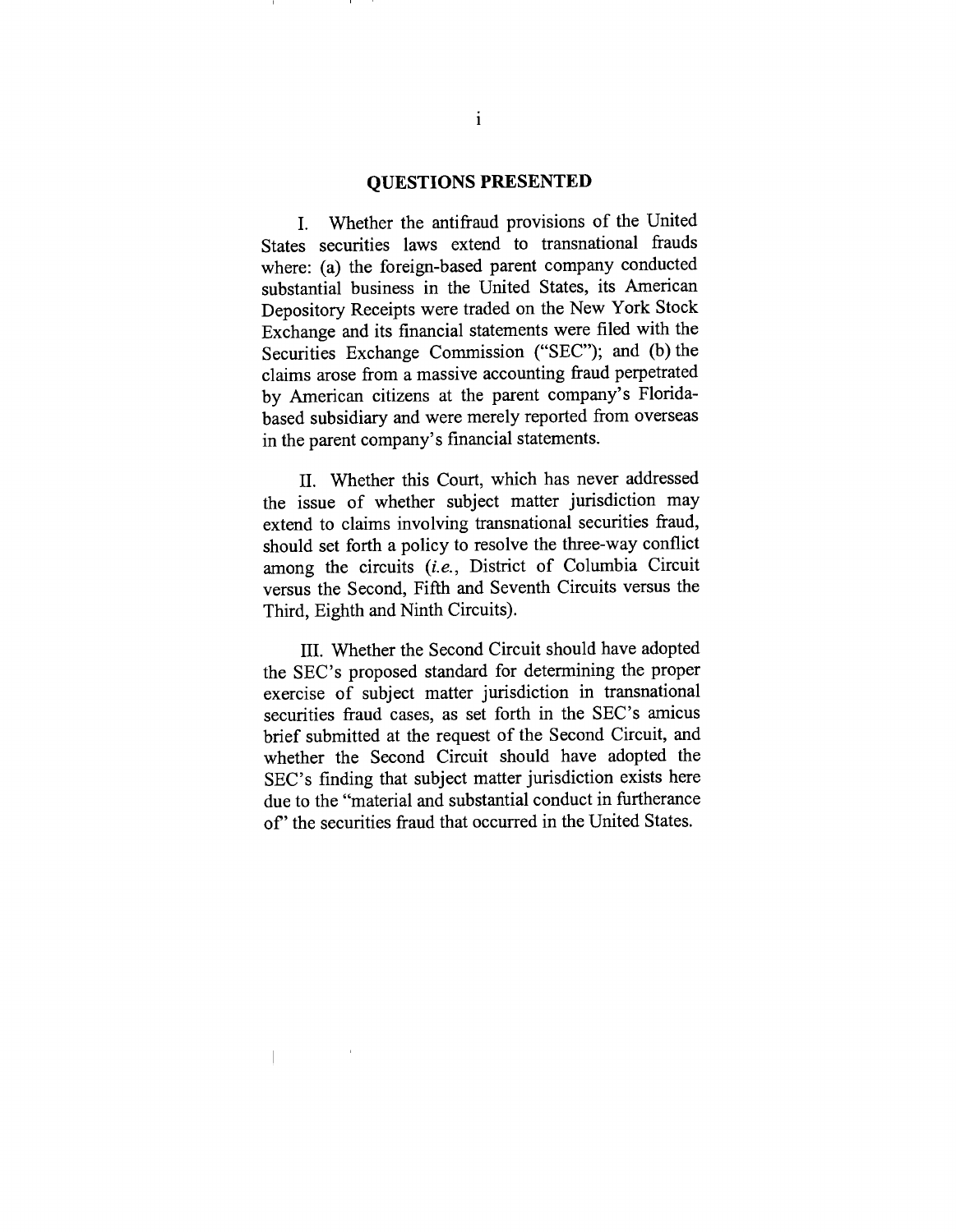## QUESTIONS PRESENTED

I. Whether the antifraud provisions of the United States securities laws extend to transnational frauds where: (a) the foreign-based parent company conducted substantial business in the United States, its American Depository Receipts were traded on the New York Stock Exchange and its financial statements were filed with the Securities Exchange Commission ("SEC"); and (b) the claims arose from a massive accounting fraud perpetrated by American citizens at the parent company's Florida-based subsidiary and were merely reported from overseas in the parent company's financial statements.

II. Whether this Court, which has never addressed the issue of whether subject matter jurisdiction may extend to claims involving transnational securities fraud, should set forth a policy to resolve the three-way conflict among the circuits (*i.e.*, District of Columbia Circuit versus the Second, Fifth and Seventh Circuits versus the Third, Eighth and Ninth Circuits).

III. Whether the Second Circuit should have adopted the SEC's proposed standard for determining the proper exercise of subject matter jurisdiction in transnational securities fraud cases, as set forth in the SEC's amicus brief submitted at the request of the Second Circuit, and whether the Second Circuit should have adopted the SEC's finding that subject matter jurisdiction exists here due to the "material and substantial conduct in furtherance of" the securities fraud that occurred in the United States.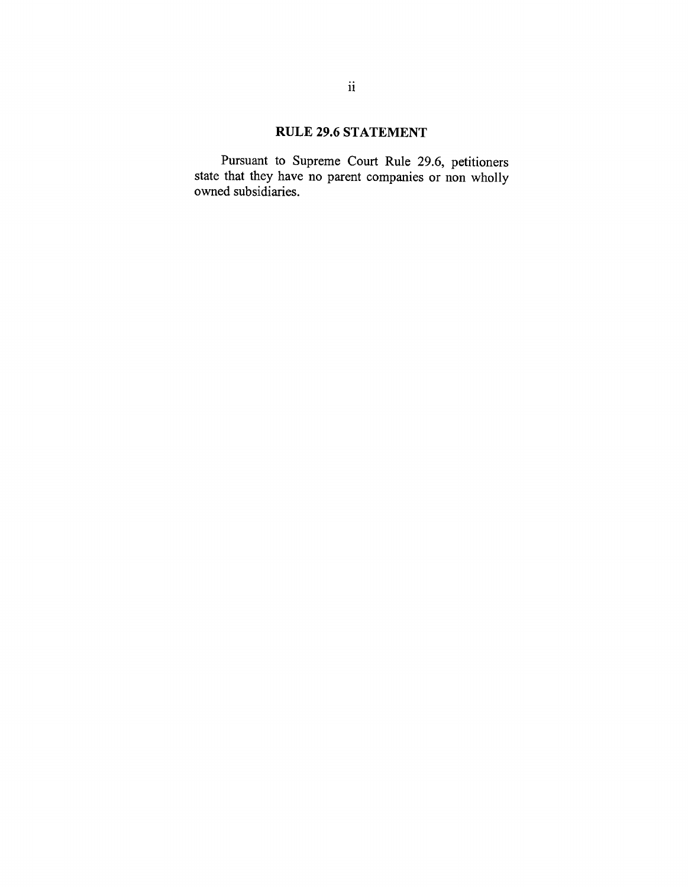## RULE 29.6 STATEMENT

Pursuant to Supreme Court Rule 29.6, petitioners state that they have no parent companies or non wholly owned subsidiaries.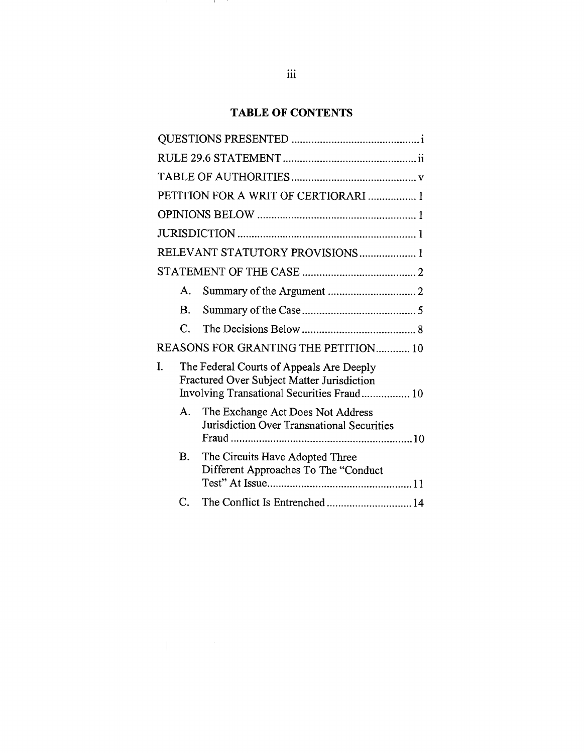**TABLE OF CONTENTS**

QUESTIONS PRESENTED ............................................. i

RULE 29.6 STATEMENT ............................................... ii

TABLE OF AUTHORITIES ............................................ v

PETITION FOR A WRIT OF CERTIORARI ................. 1

OPINIONS BELOW ........................................................ 1

JURISDICTION .............................................................. 1

RELEVANT STATUTORY PROVISIONS .................... 1

STATEMENT OF THE CASE ........................................ 2

- A. Summary of the Argument ............................... 2
- B. Summary of the Case ......................................... 5
- C. The Decisions Below ......................................... 8

REASONS FOR GRANTING THE PETITION ............ 10

I. The Federal Courts of Appeals Are Deeply Fractured Over Subject Matter Jurisdiction Involving Transational Securities Fraud ................. 10

- A. The Exchange Act Does Not Address Jurisdiction Over Transnational Securities Fraud ................................................................ 10
- B. The Circuits Have Adopted Three Different Approaches To The "Conduct Test" At Issue ................................................... 11
- C. The Conflict Is Entrenched .............................. 14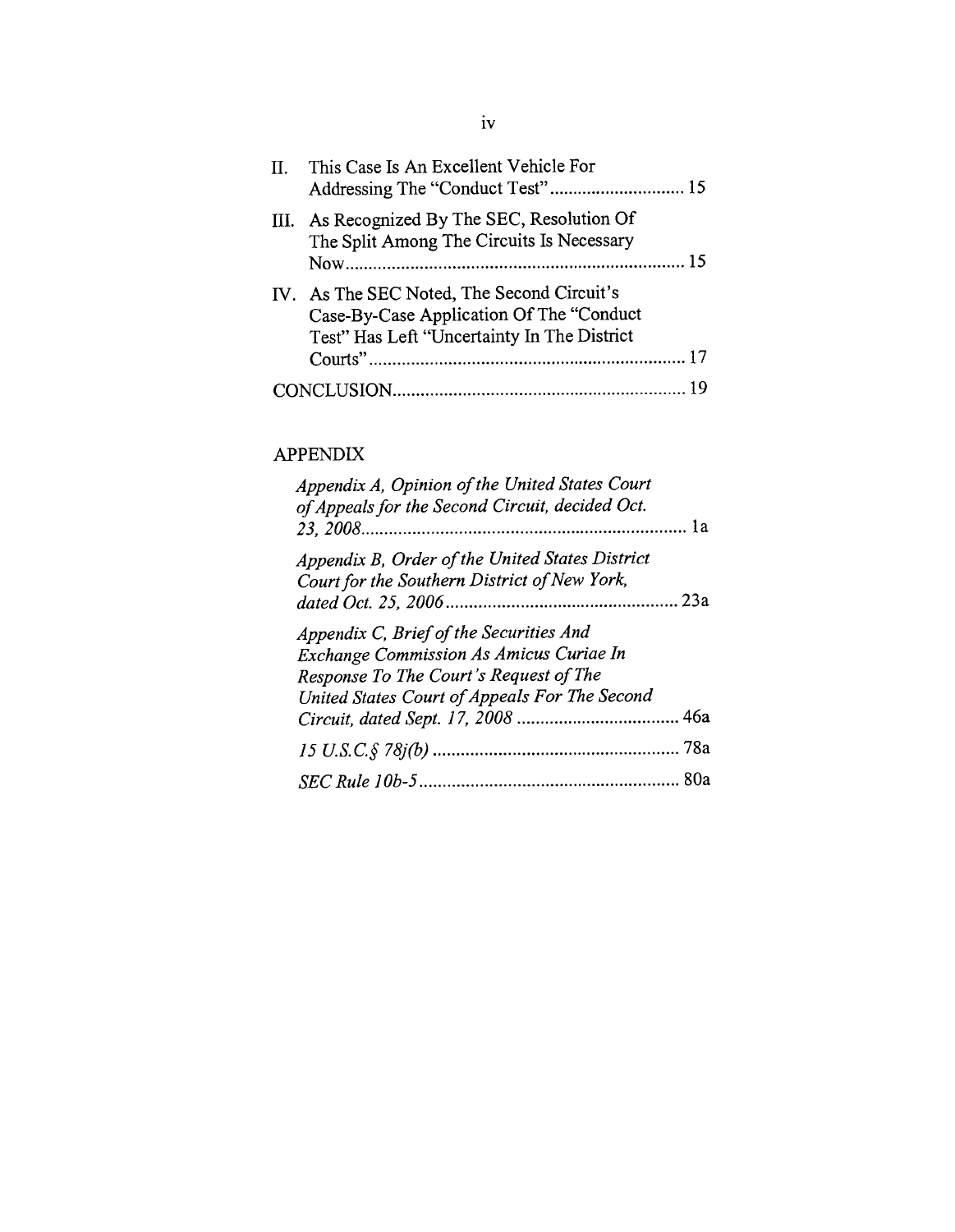II. This Case Is An Excellent Vehicle For Addressing The "Conduct Test" ............................ 15

III. As Recognized By The SEC, Resolution Of The Split Among The Circuits Is Necessary Now ........................................................................ 15

IV. As The SEC Noted, The Second Circuit's Case-By-Case Application Of The "Conduct Test" Has Left "Uncertainty In The District Courts" .................................................................. 17

CONCLUSION ............................................................ 19

APPENDIX

*Appendix A, Opinion of the United States Court of Appeals for the Second Circuit, decided Oct. 23, 2008* ...................................................................... 1a

*Appendix B, Order of the United States District Court for the Southern District of New York, dated Oct. 25, 2006* ................................................ 23a

*Appendix C, Brief of the Securities And Exchange Commission As Amicus Curiae In Response To The Court's Request of The United States Court of Appeals For The Second Circuit, dated Sept. 17, 2008* .................................. 46a

*15 U.S.C.§ 78j(b)* .................................................... 78a

*SEC Rule 10b-5* ....................................................... 80a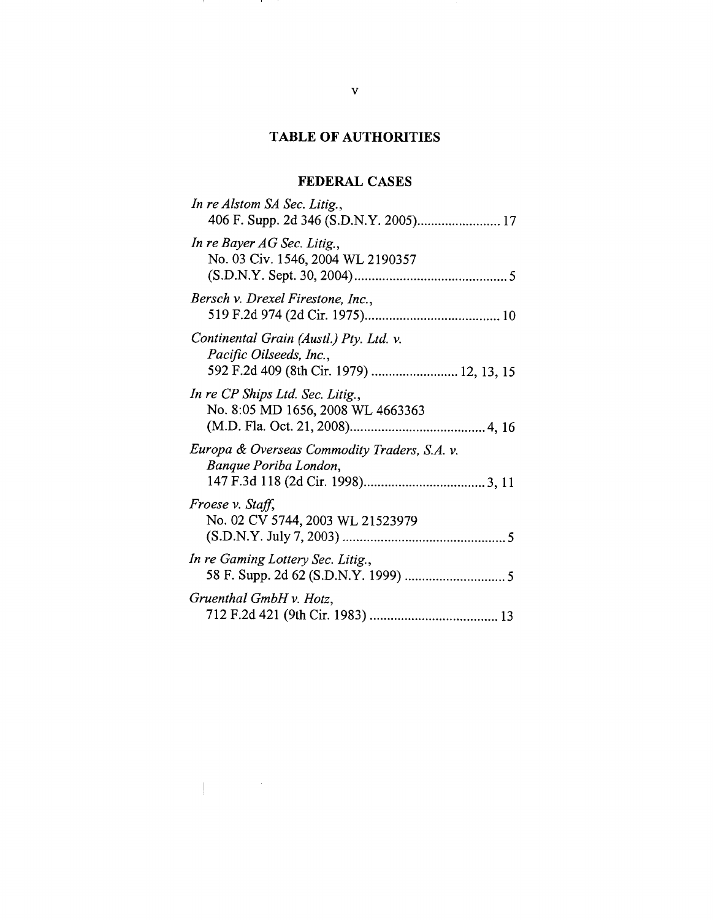## TABLE OF AUTHORITIES

### FEDERAL CASES

*In re Alstom SA Sec. Litig.*,
406 F. Supp. 2d 346 (S.D.N.Y. 2005)........................ 17

*In re Bayer AG Sec. Litig.*,
No. 03 Civ. 1546, 2004 WL 2190357
(S.D.N.Y. Sept. 30, 2004)............................................ 5

*Bersch v. Drexel Firestone, Inc.*,
519 F.2d 974 (2d Cir. 1975)....................................... 10

*Continental Grain (Austl.) Pty. Ltd. v. Pacific Oilseeds, Inc.*,
592 F.2d 409 (8th Cir. 1979) ......................... 12, 13, 15

*In re CP Ships Ltd. Sec. Litig.*,
No. 8:05 MD 1656, 2008 WL 4663363
(M.D. Fla. Oct. 21, 2008)....................................... 4, 16

*Europa & Overseas Commodity Traders, S.A. v. Banque Poriba London*,
147 F.3d 118 (2d Cir. 1998)................................... 3, 11

*Froese v. Staff*,
No. 02 CV 5744, 2003 WL 21523979
(S.D.N.Y. July 7, 2003) ............................................... 5

*In re Gaming Lottery Sec. Litig.*,
58 F. Supp. 2d 62 (S.D.N.Y. 1999) ............................. 5

*Gruenthal GmbH v. Hotz*,
712 F.2d 421 (9th Cir. 1983) ..................................... 13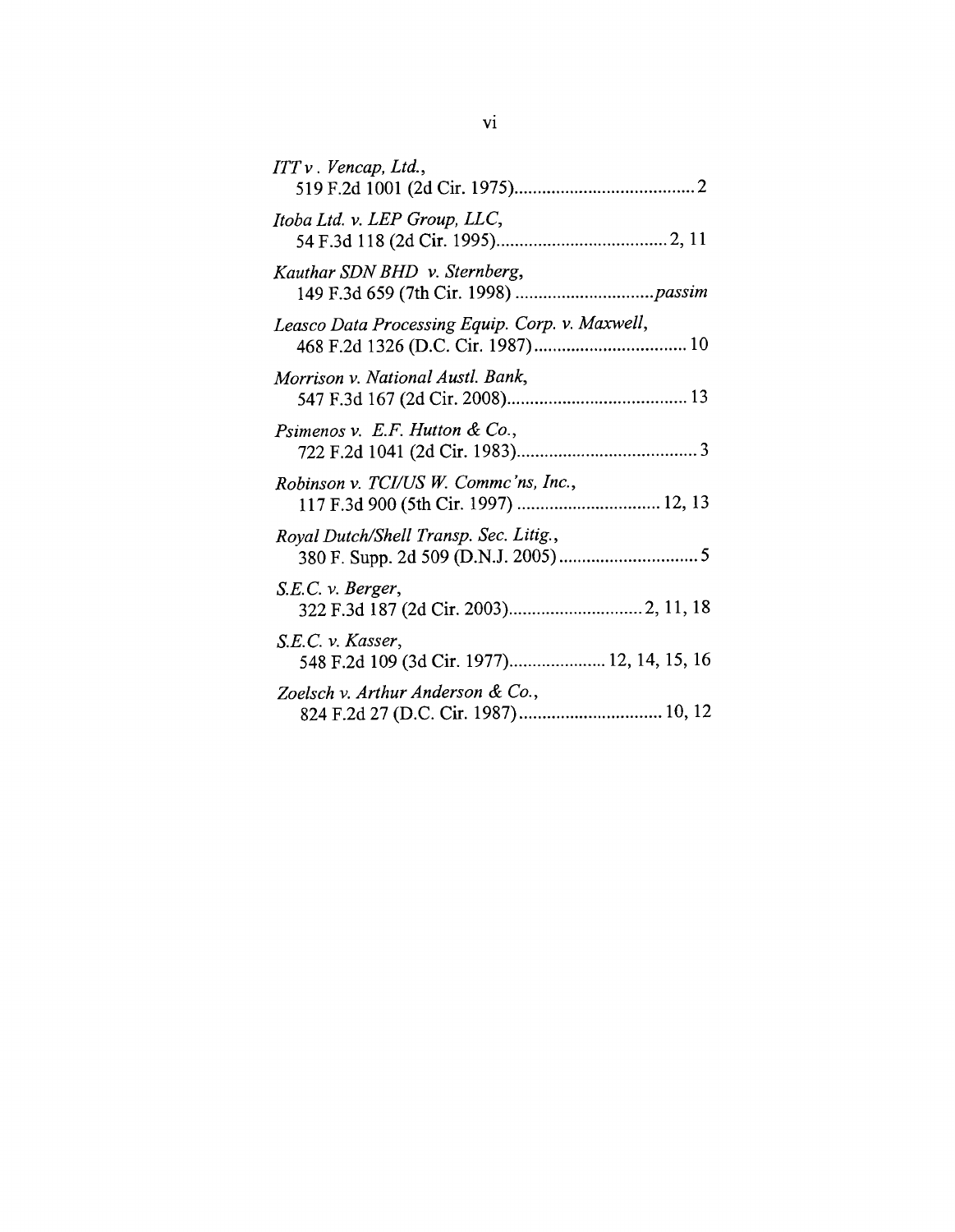*ITT v. Vencap, Ltd.*,
519 F.2d 1001 (2d Cir. 1975)........................................2

*Itoba Ltd. v. LEP Group, LLC*,
54 F.3d 118 (2d Cir. 1995)......................................2, 11

*Kauthar SDN BHD v. Sternberg*,
149 F.3d 659 (7th Cir. 1998) ..............................*passim*

*Leasco Data Processing Equip. Corp. v. Maxwell*,
468 F.2d 1326 (D.C. Cir. 1987).................................10

*Morrison v. National Austl. Bank*,
547 F.3d 167 (2d Cir. 2008)........................................13

*Psimenos v. E.F. Hutton & Co.*,
722 F.2d 1041 (2d Cir. 1983)........................................3

*Robinson v. TCI/US W. Commc'ns, Inc.*,
117 F.3d 900 (5th Cir. 1997) ...............................12, 13

*Royal Dutch/Shell Transp. Sec. Litig.*,
380 F. Supp. 2d 509 (D.N.J. 2005)..............................5

*S.E.C. v. Berger*,
322 F.3d 187 (2d Cir. 2003).............................2, 11, 18

*S.E.C. v. Kasser*,
548 F.2d 109 (3d Cir. 1977).....................12, 14, 15, 16

*Zoelsch v. Arthur Anderson & Co.*,
824 F.2d 27 (D.C. Cir. 1987)...............................10, 12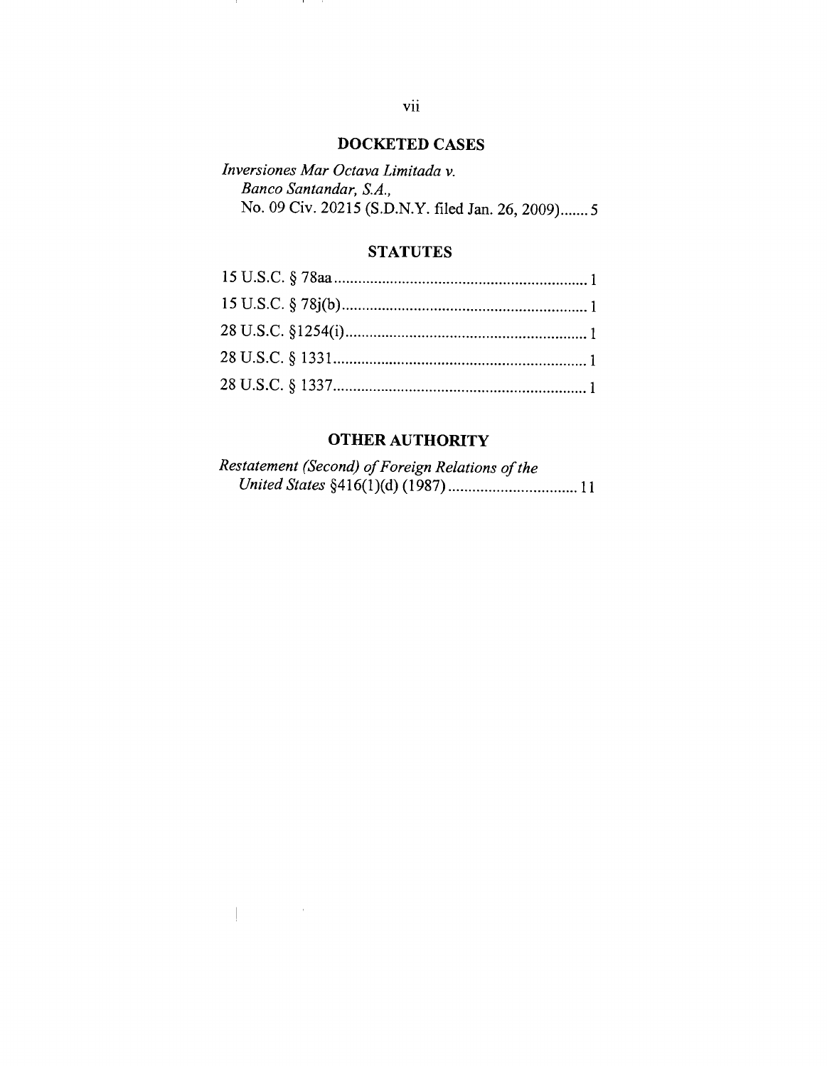## DOCKETED CASES

*Inversiones Mar Octava Limitada v. Banco Santandar, S.A.*, No. 09 Civ. 20215 (S.D.N.Y. filed Jan. 26, 2009)....... 5

## STATUTES

15 U.S.C. § 78aa................................................................ 1

15 U.S.C. § 78j(b).............................................................. 1

28 U.S.C. §1254(i).............................................................. 1

28 U.S.C. § 1331................................................................ 1

28 U.S.C. § 1337................................................................ 1

## OTHER AUTHORITY

*Restatement (Second) of Foreign Relations of the United States* §416(1)(d) (1987)................................ 11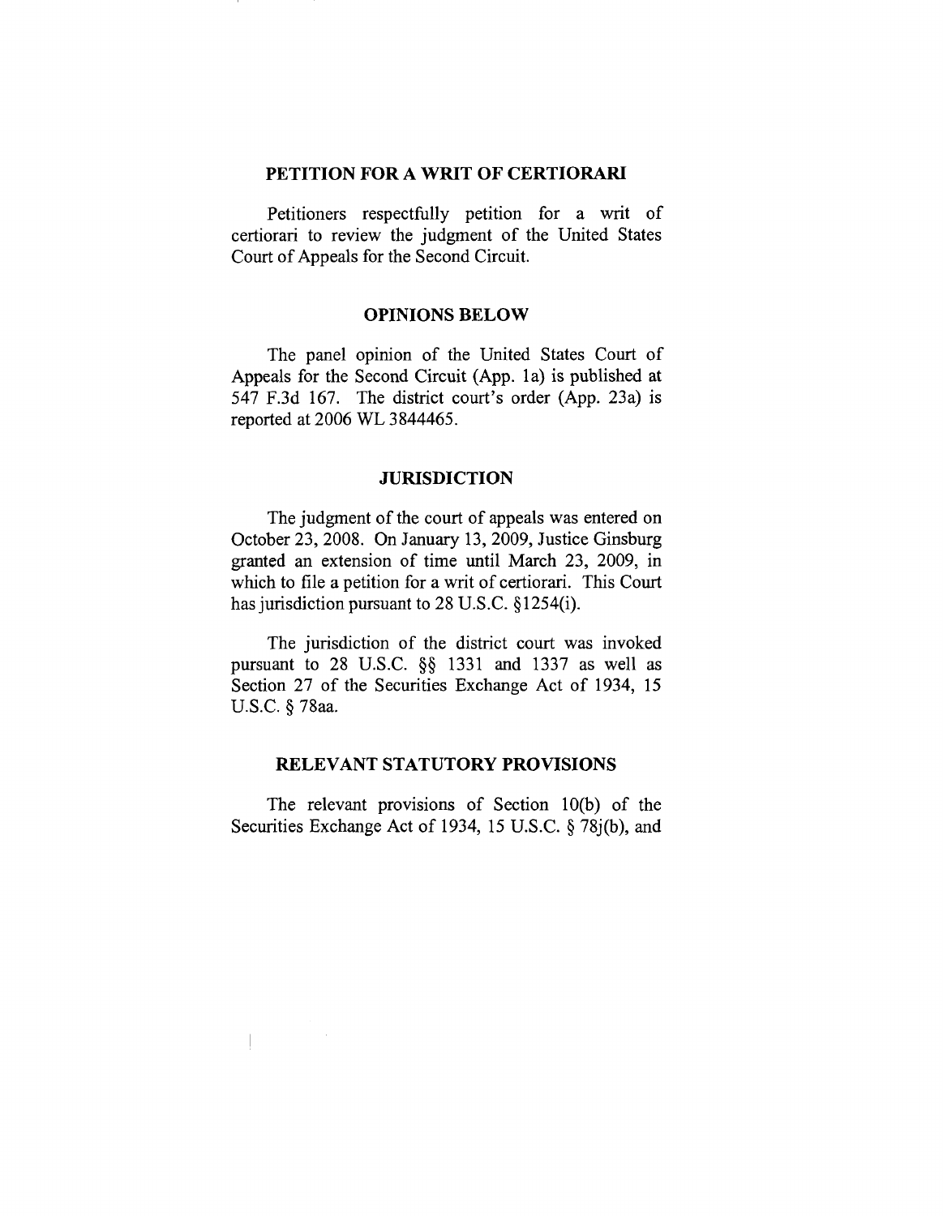## PETITION FOR A WRIT OF CERTIORARI

Petitioners respectfully petition for a writ of certiorari to review the judgment of the United States Court of Appeals for the Second Circuit.

## OPINIONS BELOW

The panel opinion of the United States Court of Appeals for the Second Circuit (App. 1a) is published at 547 F.3d 167. The district court's order (App. 23a) is reported at 2006 WL 3844465.

## JURISDICTION

The judgment of the court of appeals was entered on October 23, 2008. On January 13, 2009, Justice Ginsburg granted an extension of time until March 23, 2009, in which to file a petition for a writ of certiorari. This Court has jurisdiction pursuant to 28 U.S.C. §1254(i).

The jurisdiction of the district court was invoked pursuant to 28 U.S.C. §§ 1331 and 1337 as well as Section 27 of the Securities Exchange Act of 1934, 15 U.S.C. § 78aa.

## RELEVANT STATUTORY PROVISIONS

The relevant provisions of Section 10(b) of the Securities Exchange Act of 1934, 15 U.S.C. § 78j(b), and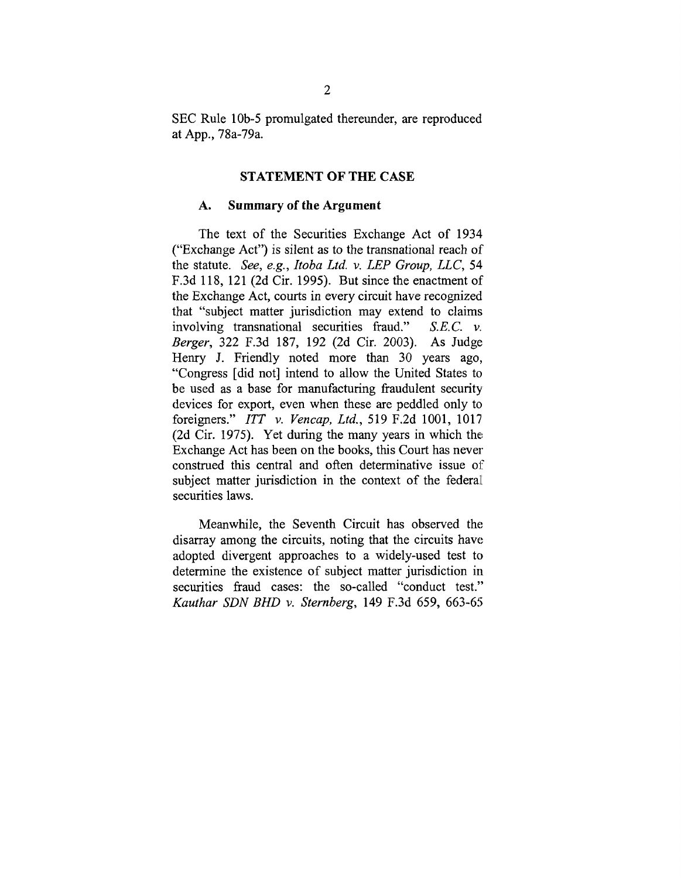SEC Rule 10b-5 promulgated thereunder, are reproduced at App., 78a-79a.

## STATEMENT OF THE CASE

### A. Summary of the Argument

The text of the Securities Exchange Act of 1934 ("Exchange Act") is silent as to the transnational reach of the statute. *See, e.g., Itoba Ltd. v. LEP Group, LLC*, 54 F.3d 118, 121 (2d Cir. 1995). But since the enactment of the Exchange Act, courts in every circuit have recognized that "subject matter jurisdiction may extend to claims involving transnational securities fraud." *S.E.C. v. Berger*, 322 F.3d 187, 192 (2d Cir. 2003). As Judge Henry J. Friendly noted more than 30 years ago, "Congress [did not] intend to allow the United States to be used as a base for manufacturing fraudulent security devices for export, even when these are peddled only to foreigners." *ITT v. Vencap, Ltd.*, 519 F.2d 1001, 1017 (2d Cir. 1975). Yet during the many years in which the Exchange Act has been on the books, this Court has never construed this central and often determinative issue of subject matter jurisdiction in the context of the federal securities laws.

Meanwhile, the Seventh Circuit has observed the disarray among the circuits, noting that the circuits have adopted divergent approaches to a widely-used test to determine the existence of subject matter jurisdiction in securities fraud cases: the so-called "conduct test." *Kauthar SDN BHD v. Sternberg*, 149 F.3d 659, 663-65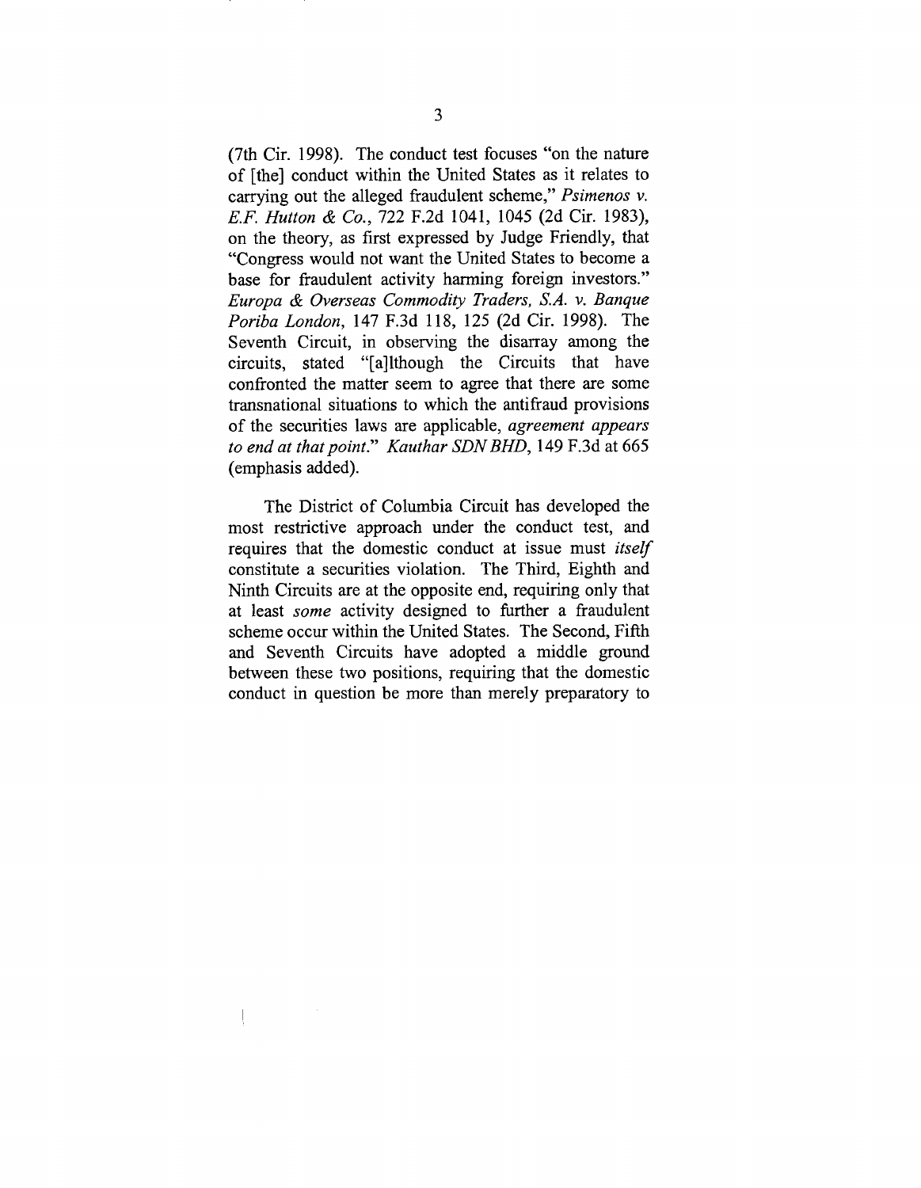(7th Cir. 1998). The conduct test focuses "on the nature of [the] conduct within the United States as it relates to carrying out the alleged fraudulent scheme," *Psimenos v. E.F. Hutton & Co.*, 722 F.2d 1041, 1045 (2d Cir. 1983), on the theory, as first expressed by Judge Friendly, that "Congress would not want the United States to become a base for fraudulent activity harming foreign investors." *Europa & Overseas Commodity Traders, S.A. v. Banque Poriba London*, 147 F.3d 118, 125 (2d Cir. 1998). The Seventh Circuit, in observing the disarray among the circuits, stated "[a]lthough the Circuits that have confronted the matter seem to agree that there are some transnational situations to which the antifraud provisions of the securities laws are applicable, *agreement appears to end at that point.*" *Kauthar SDN BHD*, 149 F.3d at 665 (emphasis added).

The District of Columbia Circuit has developed the most restrictive approach under the conduct test, and requires that the domestic conduct at issue must *itself* constitute a securities violation. The Third, Eighth and Ninth Circuits are at the opposite end, requiring only that at least *some* activity designed to further a fraudulent scheme occur within the United States. The Second, Fifth and Seventh Circuits have adopted a middle ground between these two positions, requiring that the domestic conduct in question be more than merely preparatory to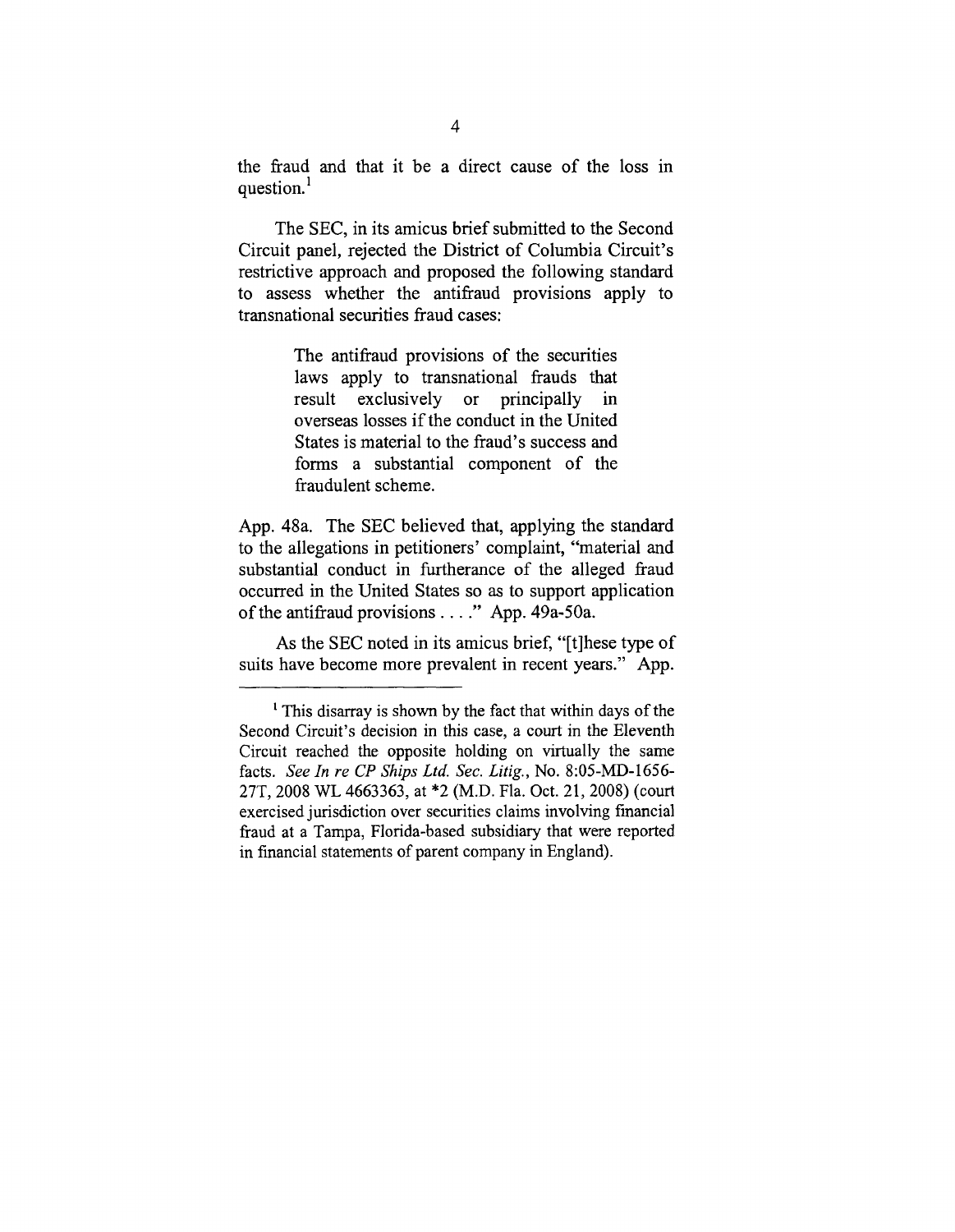the fraud and that it be a direct cause of the loss in question.[1]

The SEC, in its amicus brief submitted to the Second Circuit panel, rejected the District of Columbia Circuit's restrictive approach and proposed the following standard to assess whether the antifraud provisions apply to transnational securities fraud cases:

> The antifraud provisions of the securities laws apply to transnational frauds that result exclusively or principally in overseas losses if the conduct in the United States is material to the fraud's success and forms a substantial component of the fraudulent scheme.

App. 48a. The SEC believed that, applying the standard to the allegations in petitioners' complaint, "material and substantial conduct in furtherance of the alleged fraud occurred in the United States so as to support application of the antifraud provisions . . . ." App. 49a-50a.

As the SEC noted in its amicus brief, "[t]hese type of suits have become more prevalent in recent years." App.

---

[1] This disarray is shown by the fact that within days of the Second Circuit's decision in this case, a court in the Eleventh Circuit reached the opposite holding on virtually the same facts. *See In re CP Ships Ltd. Sec. Litig.*, No. 8:05-MD-1656-27T, 2008 WL 4663363, at *2 (M.D. Fla. Oct. 21, 2008) (court exercised jurisdiction over securities claims involving financial fraud at a Tampa, Florida-based subsidiary that were reported in financial statements of parent company in England).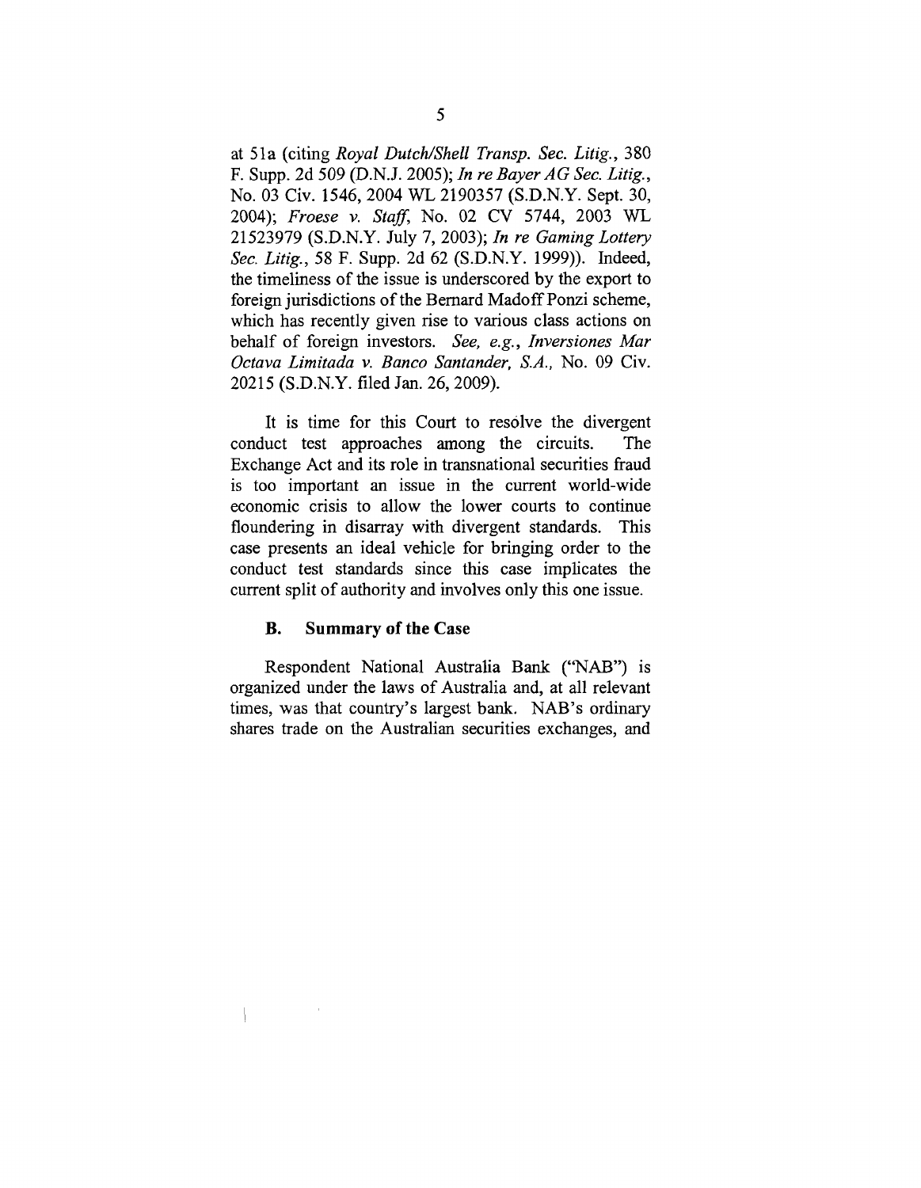at 51a (citing *Royal Dutch/Shell Transp. Sec. Litig.*, 380 F. Supp. 2d 509 (D.N.J. 2005); *In re Bayer AG Sec. Litig.*, No. 03 Civ. 1546, 2004 WL 2190357 (S.D.N.Y. Sept. 30, 2004); *Froese v. Staff*, No. 02 CV 5744, 2003 WL 21523979 (S.D.N.Y. July 7, 2003); *In re Gaming Lottery Sec. Litig.*, 58 F. Supp. 2d 62 (S.D.N.Y. 1999)). Indeed, the timeliness of the issue is underscored by the export to foreign jurisdictions of the Bernard Madoff Ponzi scheme, which has recently given rise to various class actions on behalf of foreign investors. *See, e.g., Inversiones Mar Octava Limitada v. Banco Santander, S.A.*, No. 09 Civ. 20215 (S.D.N.Y. filed Jan. 26, 2009).

It is time for this Court to resolve the divergent conduct test approaches among the circuits. The Exchange Act and its role in transnational securities fraud is too important an issue in the current world-wide economic crisis to allow the lower courts to continue floundering in disarray with divergent standards. This case presents an ideal vehicle for bringing order to the conduct test standards since this case implicates the current split of authority and involves only this one issue.

### B. Summary of the Case

Respondent National Australia Bank ("NAB") is organized under the laws of Australia and, at all relevant times, was that country's largest bank. NAB's ordinary shares trade on the Australian securities exchanges, and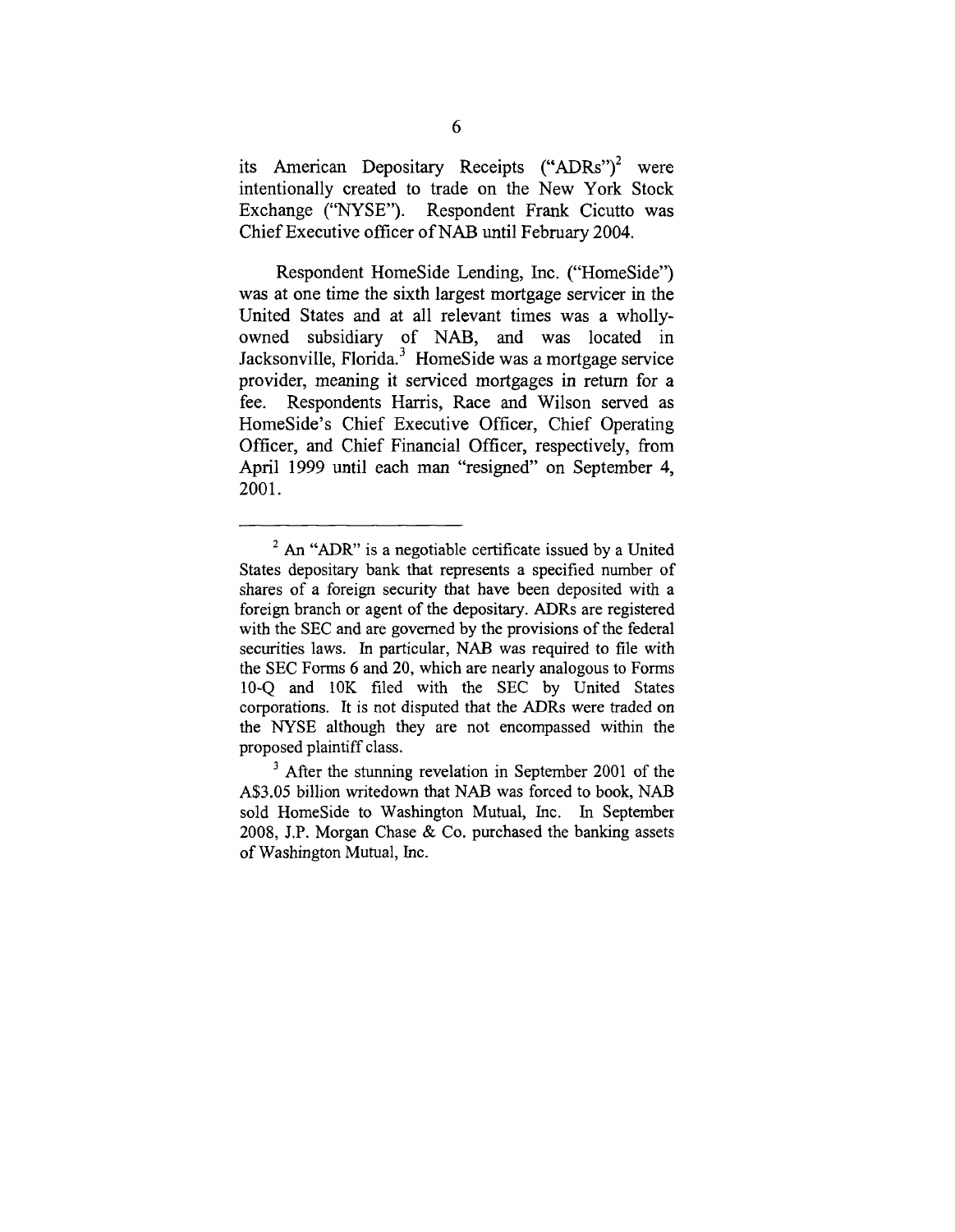its American Depositary Receipts ("ADRs")[2] were intentionally created to trade on the New York Stock Exchange ("NYSE"). Respondent Frank Cicutto was Chief Executive officer of NAB until February 2004.

Respondent HomeSide Lending, Inc. ("HomeSide") was at one time the sixth largest mortgage servicer in the United States and at all relevant times was a wholly-owned subsidiary of NAB, and was located in Jacksonville, Florida.[3] HomeSide was a mortgage service provider, meaning it serviced mortgages in return for a fee. Respondents Harris, Race and Wilson served as HomeSide's Chief Executive Officer, Chief Operating Officer, and Chief Financial Officer, respectively, from April 1999 until each man "resigned" on September 4, 2001.

---

[2] An "ADR" is a negotiable certificate issued by a United States depositary bank that represents a specified number of shares of a foreign security that have been deposited with a foreign branch or agent of the depositary. ADRs are registered with the SEC and are governed by the provisions of the federal securities laws. In particular, NAB was required to file with the SEC Forms 6 and 20, which are nearly analogous to Forms 10-Q and 10K filed with the SEC by United States corporations. It is not disputed that the ADRs were traded on the NYSE although they are not encompassed within the proposed plaintiff class.

[3] After the stunning revelation in September 2001 of the A$3.05 billion writedown that NAB was forced to book, NAB sold HomeSide to Washington Mutual, Inc. In September 2008, J.P. Morgan Chase & Co. purchased the banking assets of Washington Mutual, Inc.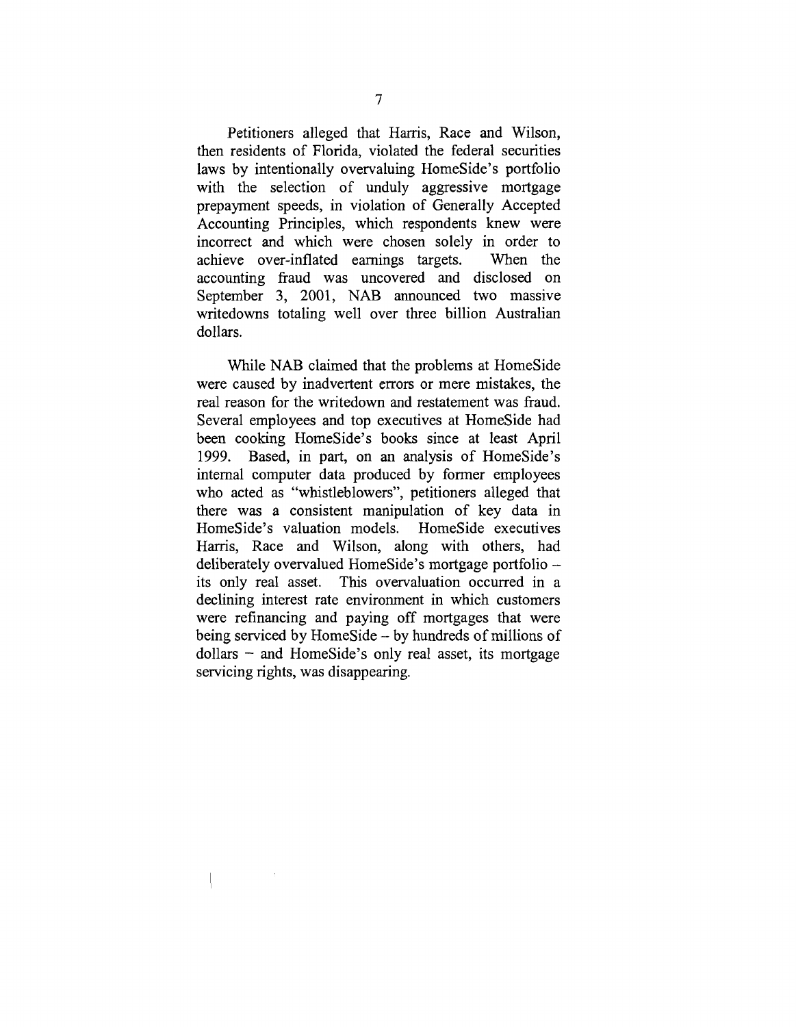Petitioners alleged that Harris, Race and Wilson, then residents of Florida, violated the federal securities laws by intentionally overvaluing HomeSide's portfolio with the selection of unduly aggressive mortgage prepayment speeds, in violation of Generally Accepted Accounting Principles, which respondents knew were incorrect and which were chosen solely in order to achieve over-inflated earnings targets. When the accounting fraud was uncovered and disclosed on September 3, 2001, NAB announced two massive writedowns totaling well over three billion Australian dollars.

While NAB claimed that the problems at HomeSide were caused by inadvertent errors or mere mistakes, the real reason for the writedown and restatement was fraud. Several employees and top executives at HomeSide had been cooking HomeSide's books since at least April 1999. Based, in part, on an analysis of HomeSide's internal computer data produced by former employees who acted as "whistleblowers", petitioners alleged that there was a consistent manipulation of key data in HomeSide's valuation models. HomeSide executives Harris, Race and Wilson, along with others, had deliberately overvalued HomeSide's mortgage portfolio – its only real asset. This overvaluation occurred in a declining interest rate environment in which customers were refinancing and paying off mortgages that were being serviced by HomeSide – by hundreds of millions of dollars – and HomeSide's only real asset, its mortgage servicing rights, was disappearing.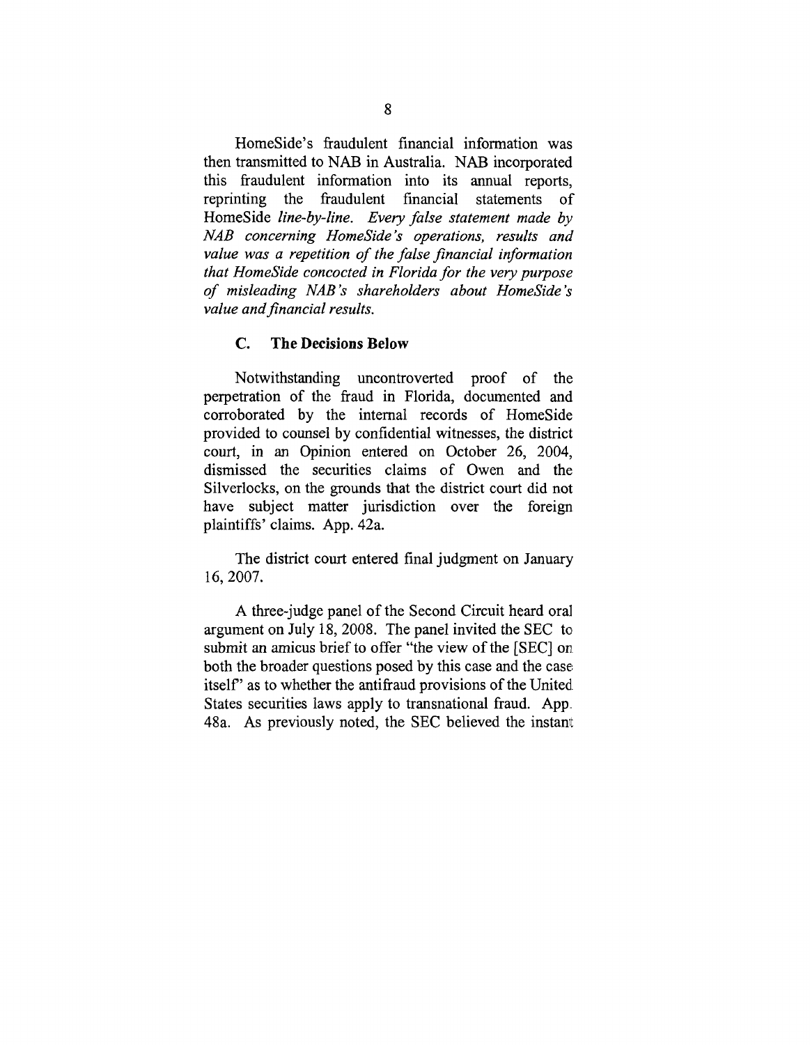HomeSide's fraudulent financial information was then transmitted to NAB in Australia. NAB incorporated this fraudulent information into its annual reports, reprinting the fraudulent financial statements of HomeSide *line-by-line. Every false statement made by NAB concerning HomeSide's operations, results and value was a repetition of the false financial information that HomeSide concocted in Florida for the very purpose of misleading NAB's shareholders about HomeSide's value and financial results.*

### C. The Decisions Below

Notwithstanding uncontroverted proof of the perpetration of the fraud in Florida, documented and corroborated by the internal records of HomeSide provided to counsel by confidential witnesses, the district court, in an Opinion entered on October 26, 2004, dismissed the securities claims of Owen and the Silverlocks, on the grounds that the district court did not have subject matter jurisdiction over the foreign plaintiffs' claims. App. 42a.

The district court entered final judgment on January 16, 2007.

A three-judge panel of the Second Circuit heard oral argument on July 18, 2008. The panel invited the SEC to submit an amicus brief to offer "the view of the [SEC] on both the broader questions posed by this case and the case itself" as to whether the antifraud provisions of the United States securities laws apply to transnational fraud. App. 48a. As previously noted, the SEC believed the instant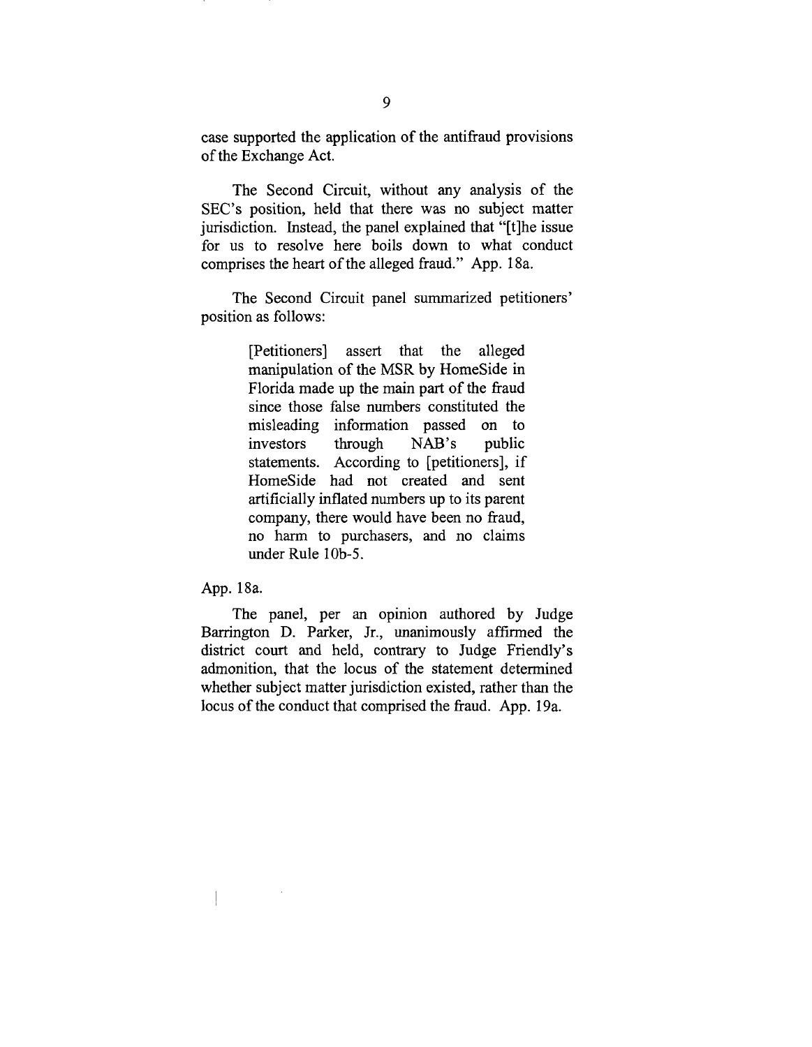case supported the application of the antifraud provisions of the Exchange Act.

The Second Circuit, without any analysis of the SEC's position, held that there was no subject matter jurisdiction. Instead, the panel explained that "[t]he issue for us to resolve here boils down to what conduct comprises the heart of the alleged fraud." App. 18a.

The Second Circuit panel summarized petitioners' position as follows:

> [Petitioners] assert that the alleged manipulation of the MSR by HomeSide in Florida made up the main part of the fraud since those false numbers constituted the misleading information passed on to investors through NAB's public statements. According to [petitioners], if HomeSide had not created and sent artificially inflated numbers up to its parent company, there would have been no fraud, no harm to purchasers, and no claims under Rule 10b-5.

App. 18a.

The panel, per an opinion authored by Judge Barrington D. Parker, Jr., unanimously affirmed the district court and held, contrary to Judge Friendly's admonition, that the locus of the statement determined whether subject matter jurisdiction existed, rather than the locus of the conduct that comprised the fraud. App. 19a.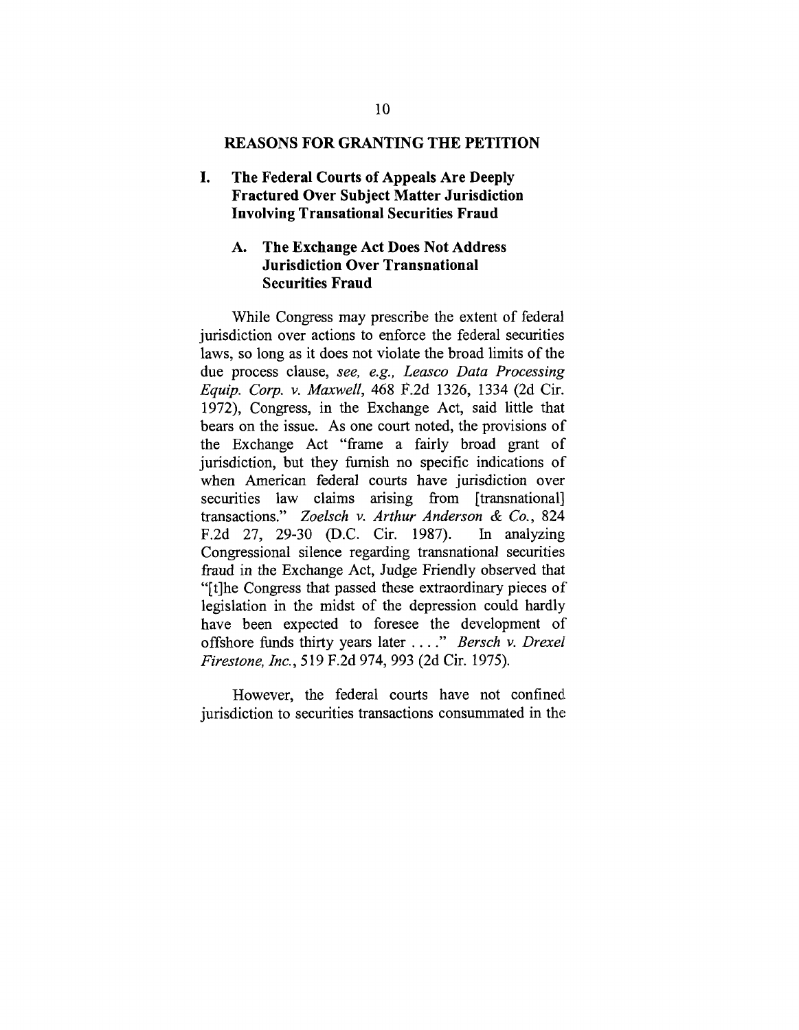## REASONS FOR GRANTING THE PETITION

### I. The Federal Courts of Appeals Are Deeply Fractured Over Subject Matter Jurisdiction Involving Transational Securities Fraud

#### A. The Exchange Act Does Not Address Jurisdiction Over Transnational Securities Fraud

While Congress may prescribe the extent of federal jurisdiction over actions to enforce the federal securities laws, so long as it does not violate the broad limits of the due process clause, *see, e.g., Leasco Data Processing Equip. Corp. v. Maxwell*, 468 F.2d 1326, 1334 (2d Cir. 1972), Congress, in the Exchange Act, said little that bears on the issue. As one court noted, the provisions of the Exchange Act "frame a fairly broad grant of jurisdiction, but they furnish no specific indications of when American federal courts have jurisdiction over securities law claims arising from [transnational] transactions." *Zoelsch v. Arthur Anderson & Co.*, 824 F.2d 27, 29-30 (D.C. Cir. 1987). In analyzing Congressional silence regarding transnational securities fraud in the Exchange Act, Judge Friendly observed that "[t]he Congress that passed these extraordinary pieces of legislation in the midst of the depression could hardly have been expected to foresee the development of offshore funds thirty years later . . . ." *Bersch v. Drexel Firestone, Inc.*, 519 F.2d 974, 993 (2d Cir. 1975).

However, the federal courts have not confined jurisdiction to securities transactions consummated in the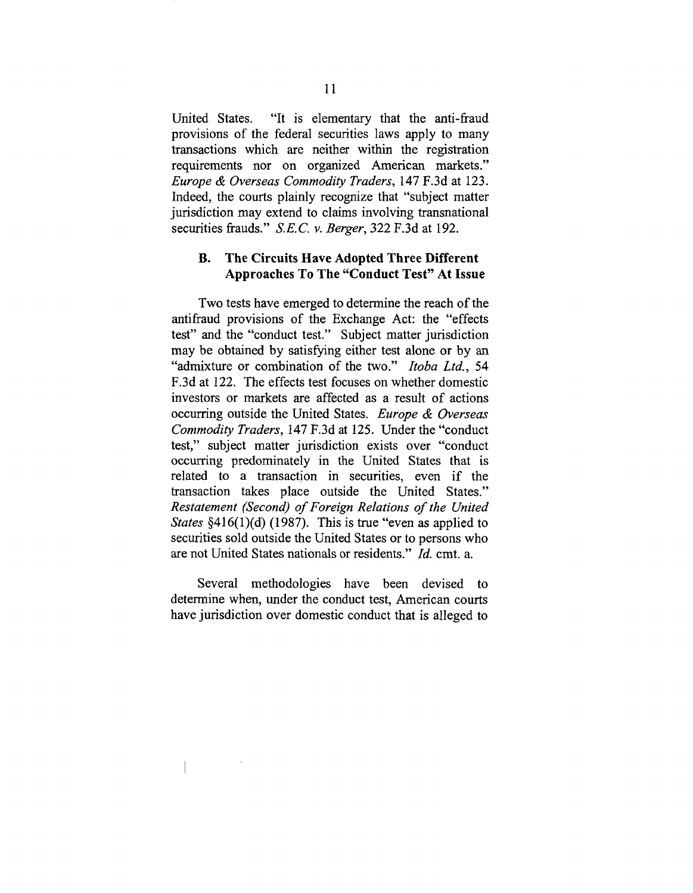United States. "It is elementary that the anti-fraud provisions of the federal securities laws apply to many transactions which are neither within the registration requirements nor on organized American markets." *Europe & Overseas Commodity Traders*, 147 F.3d at 123. Indeed, the courts plainly recognize that "subject matter jurisdiction may extend to claims involving transnational securities frauds." *S.E.C. v. Berger*, 322 F.3d at 192.

### B. The Circuits Have Adopted Three Different Approaches To The "Conduct Test" At Issue

Two tests have emerged to determine the reach of the antifraud provisions of the Exchange Act: the "effects test" and the "conduct test." Subject matter jurisdiction may be obtained by satisfying either test alone or by an "admixture or combination of the two." *Itoba Ltd.*, 54 F.3d at 122. The effects test focuses on whether domestic investors or markets are affected as a result of actions occurring outside the United States. *Europe & Overseas Commodity Traders*, 147 F.3d at 125. Under the "conduct test," subject matter jurisdiction exists over "conduct occurring predominately in the United States that is related to a transaction in securities, even if the transaction takes place outside the United States." *Restatement (Second) of Foreign Relations of the United States* §416(1)(d) (1987). This is true "even as applied to securities sold outside the United States or to persons who are not United States nationals or residents." *Id.* cmt. a.

Several methodologies have been devised to determine when, under the conduct test, American courts have jurisdiction over domestic conduct that is alleged to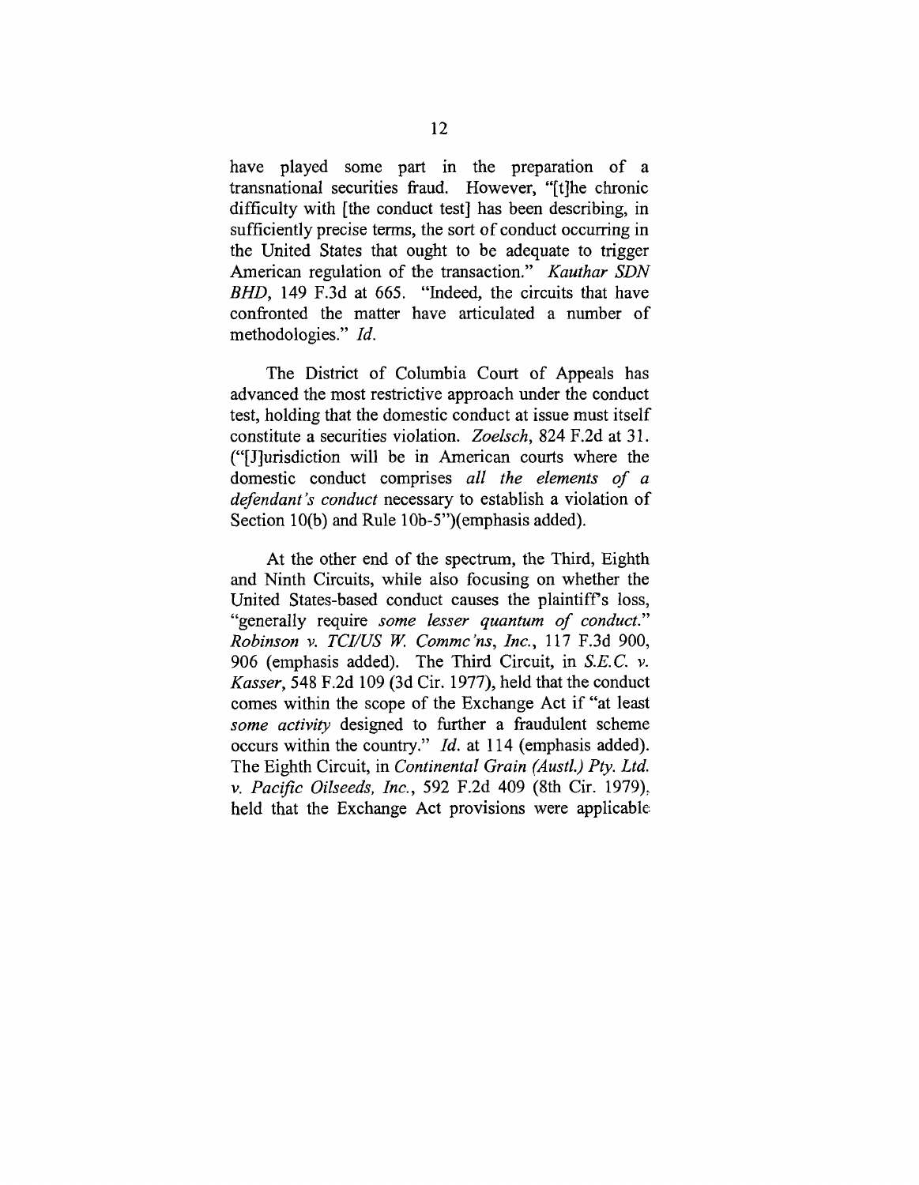have played some part in the preparation of a transnational securities fraud. However, "[t]he chronic difficulty with [the conduct test] has been describing, in sufficiently precise terms, the sort of conduct occurring in the United States that ought to be adequate to trigger American regulation of the transaction." *Kauthar SDN BHD*, 149 F.3d at 665. "Indeed, the circuits that have confronted the matter have articulated a number of methodologies." *Id.*

The District of Columbia Court of Appeals has advanced the most restrictive approach under the conduct test, holding that the domestic conduct at issue must itself constitute a securities violation. *Zoelsch*, 824 F.2d at 31. ("[J]urisdiction will be in American courts where the domestic conduct comprises *all the elements of a defendant's conduct* necessary to establish a violation of Section 10(b) and Rule 10b-5")(emphasis added).

At the other end of the spectrum, the Third, Eighth and Ninth Circuits, while also focusing on whether the United States-based conduct causes the plaintiff's loss, "generally require *some lesser quantum of conduct*." *Robinson v. TCI/US W. Commc'ns, Inc.*, 117 F.3d 900, 906 (emphasis added). The Third Circuit, in *S.E.C. v. Kasser*, 548 F.2d 109 (3d Cir. 1977), held that the conduct comes within the scope of the Exchange Act if "at least *some activity* designed to further a fraudulent scheme occurs within the country." *Id.* at 114 (emphasis added). The Eighth Circuit, in *Continental Grain (Austl.) Pty. Ltd. v. Pacific Oilseeds, Inc.*, 592 F.2d 409 (8th Cir. 1979), held that the Exchange Act provisions were applicable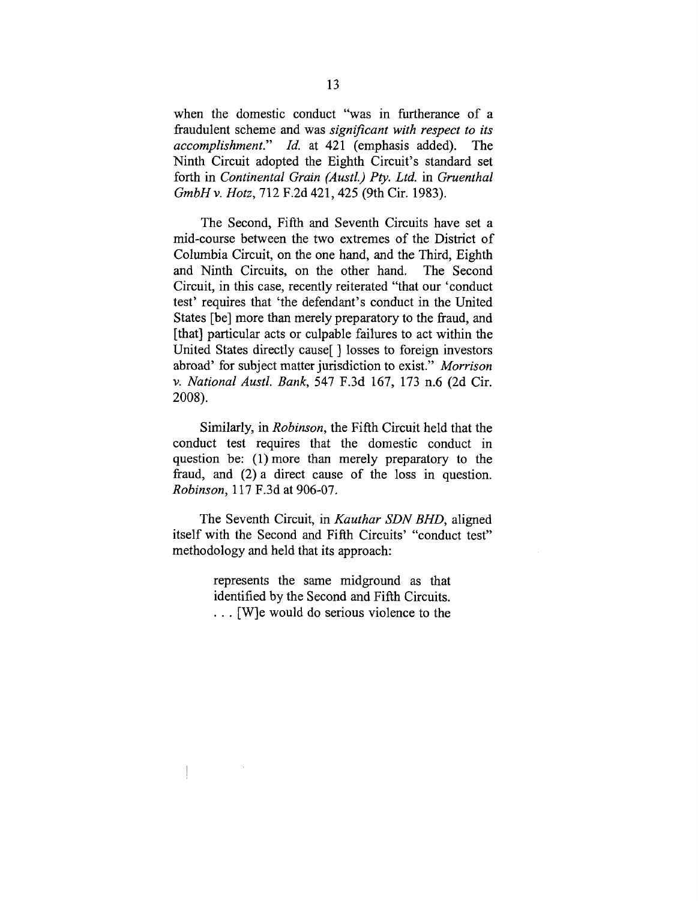when the domestic conduct "was in furtherance of a fraudulent scheme and was *significant with respect to its accomplishment*." *Id.* at 421 (emphasis added). The Ninth Circuit adopted the Eighth Circuit's standard set forth in *Continental Grain (Austl.) Pty. Ltd.* in *Gruenthal GmbH v. Hotz*, 712 F.2d 421, 425 (9th Cir. 1983).

The Second, Fifth and Seventh Circuits have set a mid-course between the two extremes of the District of Columbia Circuit, on the one hand, and the Third, Eighth and Ninth Circuits, on the other hand. The Second Circuit, in this case, recently reiterated "that our 'conduct test' requires that 'the defendant's conduct in the United States [be] more than merely preparatory to the fraud, and [that] particular acts or culpable failures to act within the United States directly cause[ ] losses to foreign investors abroad' for subject matter jurisdiction to exist." *Morrison v. National Austl. Bank*, 547 F.3d 167, 173 n.6 (2d Cir. 2008).

Similarly, in *Robinson*, the Fifth Circuit held that the conduct test requires that the domestic conduct in question be: (1) more than merely preparatory to the fraud, and (2) a direct cause of the loss in question. *Robinson*, 117 F.3d at 906-07.

The Seventh Circuit, in *Kauthar SDN BHD*, aligned itself with the Second and Fifth Circuits' "conduct test" methodology and held that its approach:

> represents the same midground as that identified by the Second and Fifth Circuits. . . . [W]e would do serious violence to the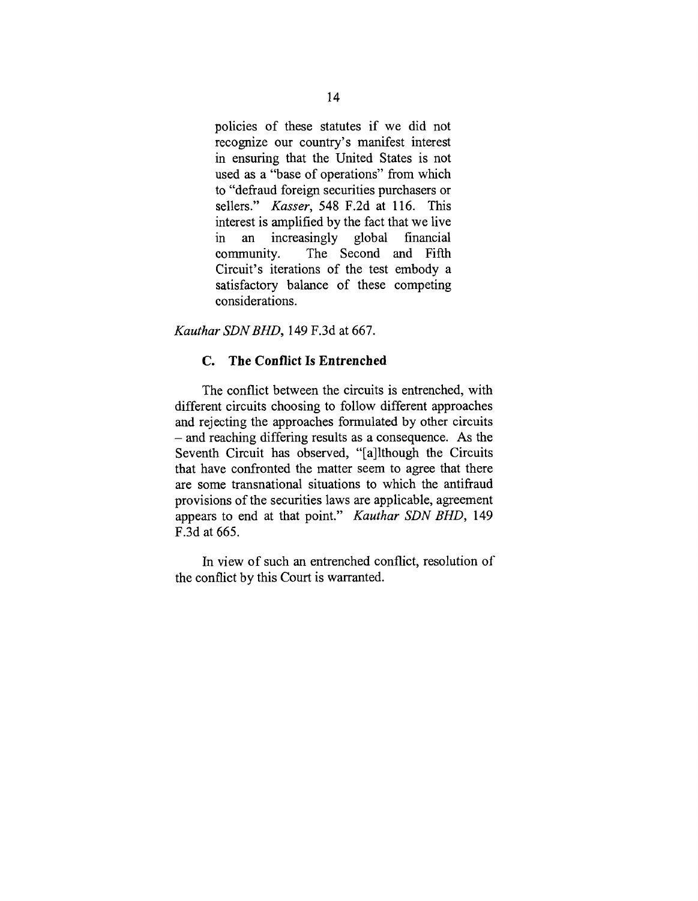> policies of these statutes if we did not recognize our country's manifest interest in ensuring that the United States is not used as a "base of operations" from which to "defraud foreign securities purchasers or sellers." *Kasser*, 548 F.2d at 116. This interest is amplified by the fact that we live in an increasingly global financial community. The Second and Fifth Circuit's iterations of the test embody a satisfactory balance of these competing considerations.

*Kauthar SDN BHD*, 149 F.3d at 667.

### C. The Conflict Is Entrenched

The conflict between the circuits is entrenched, with different circuits choosing to follow different approaches and rejecting the approaches formulated by other circuits – and reaching differing results as a consequence. As the Seventh Circuit has observed, "[a]lthough the Circuits that have confronted the matter seem to agree that there are some transnational situations to which the antifraud provisions of the securities laws are applicable, agreement appears to end at that point." *Kauthar SDN BHD*, 149 F.3d at 665.

In view of such an entrenched conflict, resolution of the conflict by this Court is warranted.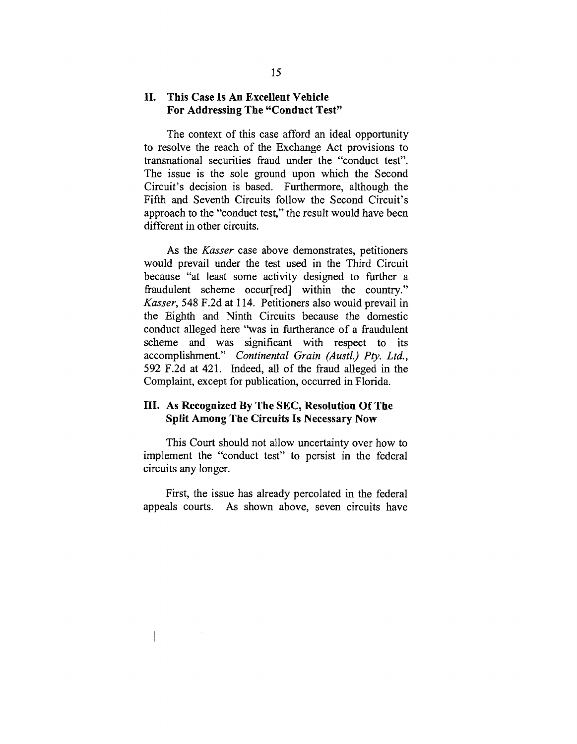## II. This Case Is An Excellent Vehicle For Addressing The "Conduct Test"

The context of this case afford an ideal opportunity to resolve the reach of the Exchange Act provisions to transnational securities fraud under the "conduct test". The issue is the sole ground upon which the Second Circuit's decision is based. Furthermore, although the Fifth and Seventh Circuits follow the Second Circuit's approach to the "conduct test," the result would have been different in other circuits.

As the *Kasser* case above demonstrates, petitioners would prevail under the test used in the Third Circuit because "at least some activity designed to further a fraudulent scheme occur[red] within the country." *Kasser*, 548 F.2d at 114. Petitioners also would prevail in the Eighth and Ninth Circuits because the domestic conduct alleged here "was in furtherance of a fraudulent scheme and was significant with respect to its accomplishment." *Continental Grain (Austl.) Pty. Ltd.*, 592 F.2d at 421. Indeed, all of the fraud alleged in the Complaint, except for publication, occurred in Florida.

## III. As Recognized By The SEC, Resolution Of The Split Among The Circuits Is Necessary Now

This Court should not allow uncertainty over how to implement the "conduct test" to persist in the federal circuits any longer.

First, the issue has already percolated in the federal appeals courts. As shown above, seven circuits have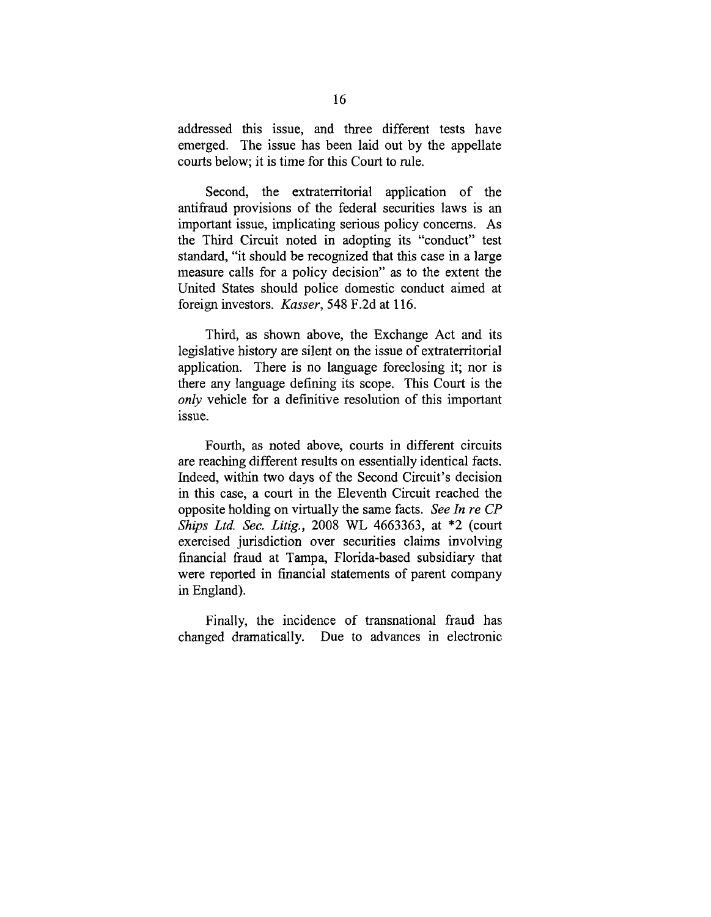addressed this issue, and three different tests have emerged. The issue has been laid out by the appellate courts below; it is time for this Court to rule.

Second, the extraterritorial application of the antifraud provisions of the federal securities laws is an important issue, implicating serious policy concerns. As the Third Circuit noted in adopting its "conduct" test standard, "it should be recognized that this case in a large measure calls for a policy decision" as to the extent the United States should police domestic conduct aimed at foreign investors. *Kasser*, 548 F.2d at 116.

Third, as shown above, the Exchange Act and its legislative history are silent on the issue of extraterritorial application. There is no language foreclosing it; nor is there any language defining its scope. This Court is the *only* vehicle for a definitive resolution of this important issue.

Fourth, as noted above, courts in different circuits are reaching different results on essentially identical facts. Indeed, within two days of the Second Circuit's decision in this case, a court in the Eleventh Circuit reached the opposite holding on virtually the same facts. *See In re CP Ships Ltd. Sec. Litig.*, 2008 WL 4663363, at *2 (court exercised jurisdiction over securities claims involving financial fraud at Tampa, Florida-based subsidiary that were reported in financial statements of parent company in England).

Finally, the incidence of transnational fraud has changed dramatically. Due to advances in electronic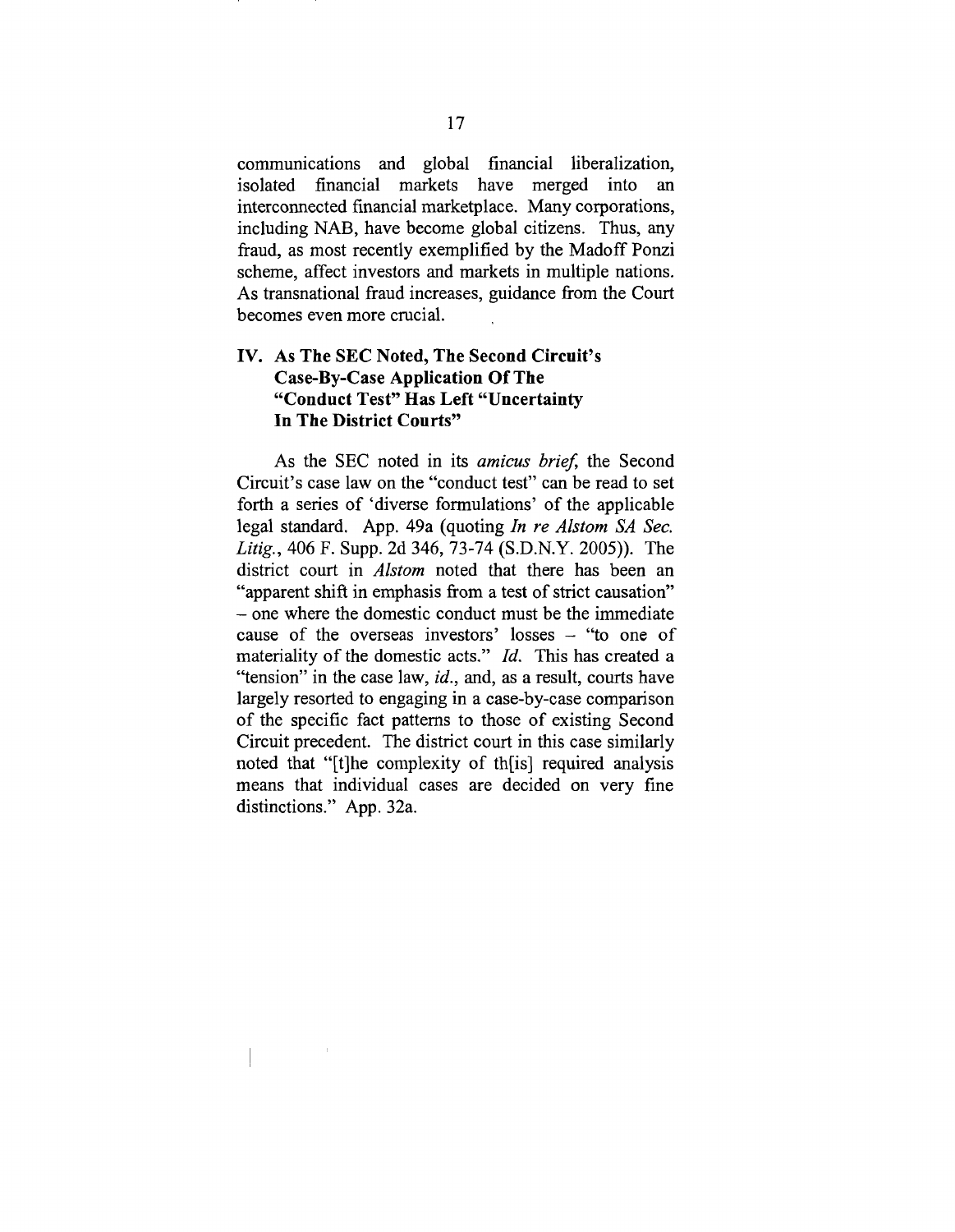communications and global financial liberalization, isolated financial markets have merged into an interconnected financial marketplace. Many corporations, including NAB, have become global citizens. Thus, any fraud, as most recently exemplified by the Madoff Ponzi scheme, affect investors and markets in multiple nations. As transnational fraud increases, guidance from the Court becomes even more crucial.

## IV. As The SEC Noted, The Second Circuit's Case-By-Case Application Of The "Conduct Test" Has Left "Uncertainty In The District Courts"

As the SEC noted in its *amicus brief*, the Second Circuit's case law on the "conduct test" can be read to set forth a series of 'diverse formulations' of the applicable legal standard. App. 49a (quoting *In re Alstom SA Sec. Litig.*, 406 F. Supp. 2d 346, 73-74 (S.D.N.Y. 2005)). The district court in *Alstom* noted that there has been an "apparent shift in emphasis from a test of strict causation" – one where the domestic conduct must be the immediate cause of the overseas investors' losses – "to one of materiality of the domestic acts." *Id.* This has created a "tension" in the case law, *id.*, and, as a result, courts have largely resorted to engaging in a case-by-case comparison of the specific fact patterns to those of existing Second Circuit precedent. The district court in this case similarly noted that "[t]he complexity of th[is] required analysis means that individual cases are decided on very fine distinctions." App. 32a.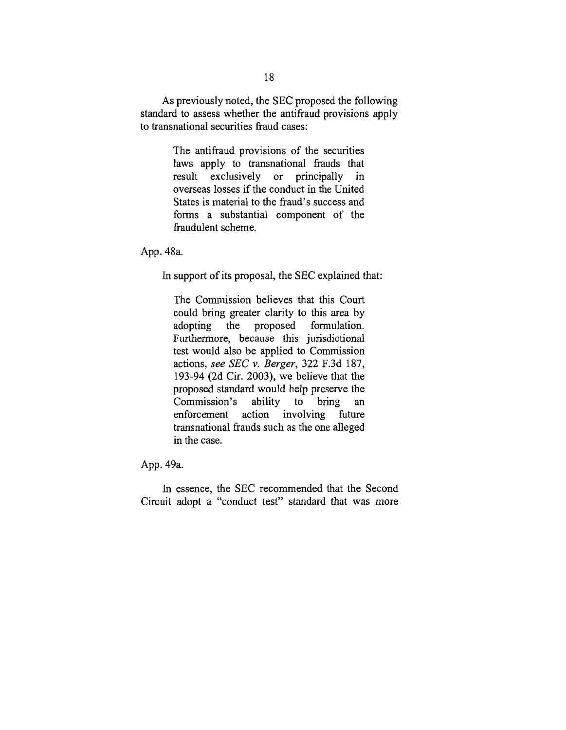As previously noted, the SEC proposed the following standard to assess whether the antifraud provisions apply to transnational securities fraud cases:

> The antifraud provisions of the securities laws apply to transnational frauds that result exclusively or principally in overseas losses if the conduct in the United States is material to the fraud's success and forms a substantial component of the fraudulent scheme.

App. 48a.

In support of its proposal, the SEC explained that:

> The Commission believes that this Court could bring greater clarity to this area by adopting the proposed formulation. Furthermore, because this jurisdictional test would also be applied to Commission actions, *see SEC v. Berger*, 322 F.3d 187, 193-94 (2d Cir. 2003), we believe that the proposed standard would help preserve the Commission's ability to bring an enforcement action involving future transnational frauds such as the one alleged in the case.

App. 49a.

In essence, the SEC recommended that the Second Circuit adopt a "conduct test" standard that was more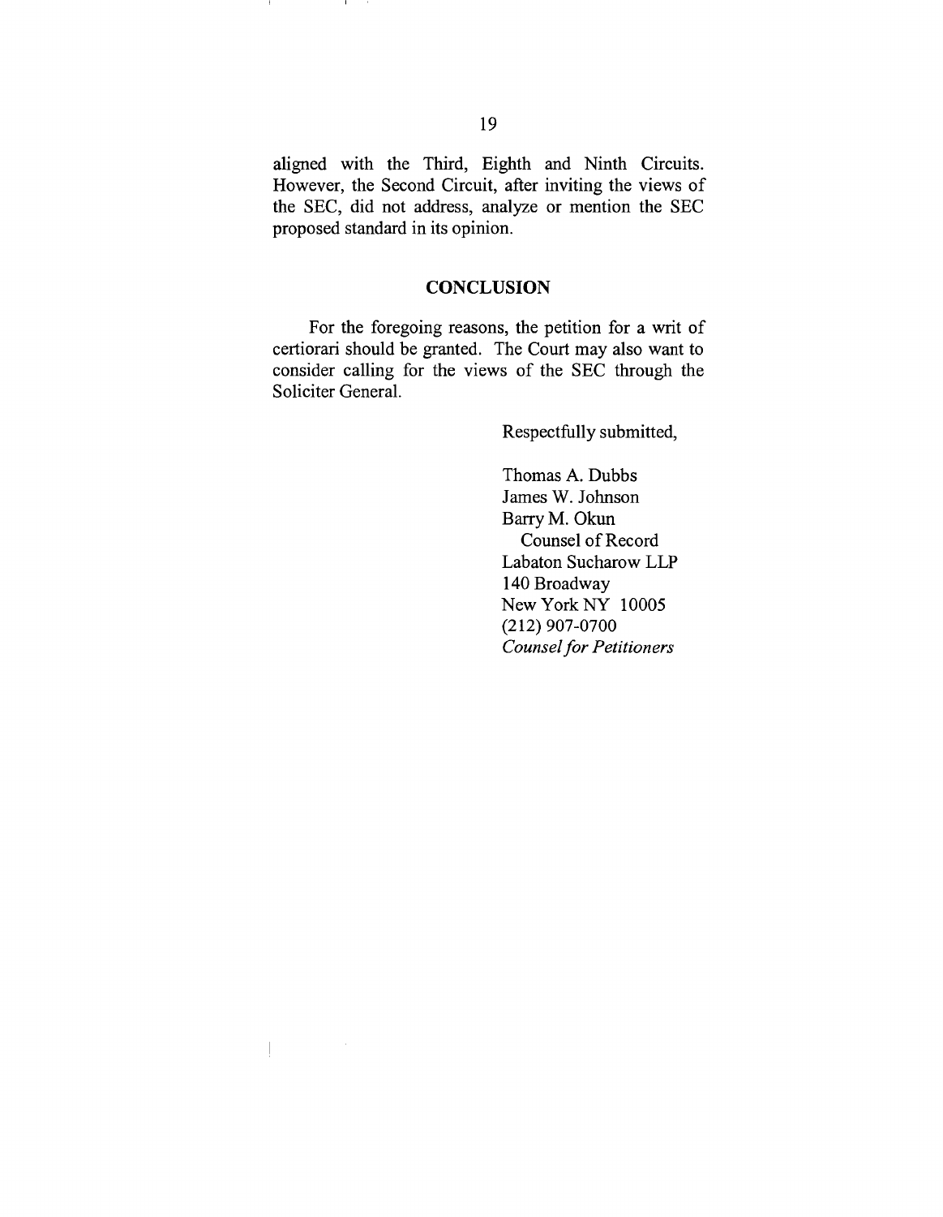aligned with the Third, Eighth and Ninth Circuits. However, the Second Circuit, after inviting the views of the SEC, did not address, analyze or mention the SEC proposed standard in its opinion.

## CONCLUSION

For the foregoing reasons, the petition for a writ of certiorari should be granted. The Court may also want to consider calling for the views of the SEC through the Soliciter General.

Respectfully submitted,

Thomas A. Dubbs
James W. Johnson
Barry M. Okun
Counsel of Record
Labaton Sucharow LLP
140 Broadway
New York NY 10005
(212) 907-0700
*Counsel for Petitioners*